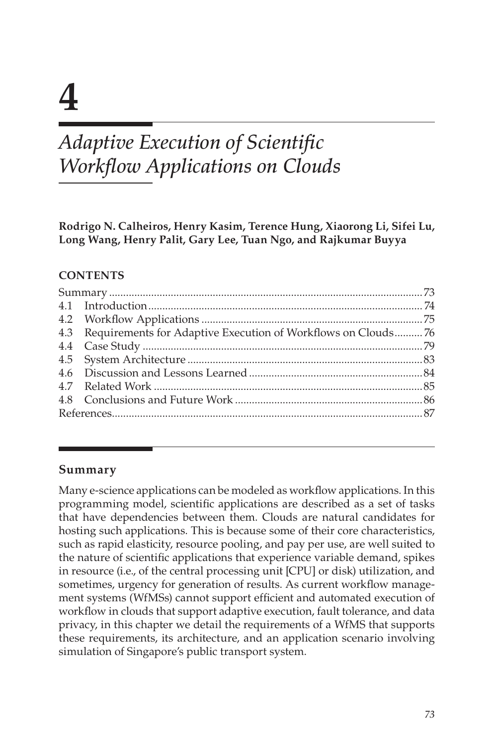# 4

# *Adaptive Execution of Scientific Workflow Applications on Clouds*

**Rodrigo N. Calheiros, Henry Kasim, Terence Hung, Xiaorong Li, Sifei Lu, Long Wang, Henry Palit, Gary Lee, Tuan Ngo, and Rajkumar Buyya**

**CONTENTS**

| | |
|---|---|
| Summary | 73 |
| 4.1 Introduction | 74 |
| 4.2 Workflow Applications | 75 |
| 4.3 Requirements for Adaptive Execution of Workflows on Clouds | 76 |
| 4.4 Case Study | 79 |
| 4.5 System Architecture | 83 |
| 4.6 Discussion and Lessons Learned | 84 |
| 4.7 Related Work | 85 |
| 4.8 Conclusions and Future Work | 86 |
| References | 87 |

## Summary

Many e-science applications can be modeled as workflow applications. In this programming model, scientific applications are described as a set of tasks that have dependencies between them. Clouds are natural candidates for hosting such applications. This is because some of their core characteristics, such as rapid elasticity, resource pooling, and pay per use, are well suited to the nature of scientific applications that experience variable demand, spikes in resource (i.e., of the central processing unit [CPU] or disk) utilization, and sometimes, urgency for generation of results. As current workflow management systems (WfMSs) cannot support efficient and automated execution of workflow in clouds that support adaptive execution, fault tolerance, and data privacy, in this chapter we detail the requirements of a WfMS that supports these requirements, its architecture, and an application scenario involving simulation of Singapore's public transport system.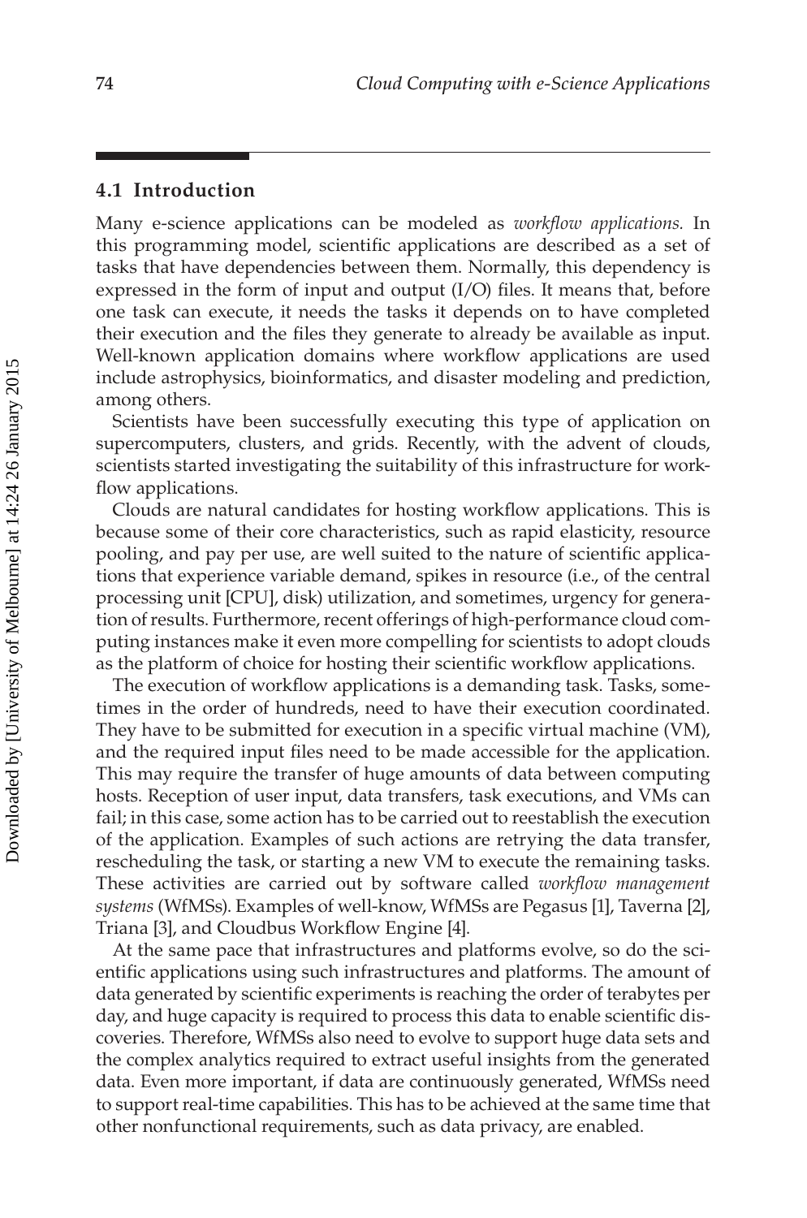## 4.1 Introduction

Many e-science applications can be modeled as *workflow applications*. In this programming model, scientific applications are described as a set of tasks that have dependencies between them. Normally, this dependency is expressed in the form of input and output (I/O) files. It means that, before one task can execute, it needs the tasks it depends on to have completed their execution and the files they generate to already be available as input. Well-known application domains where workflow applications are used include astrophysics, bioinformatics, and disaster modeling and prediction, among others.

Scientists have been successfully executing this type of application on supercomputers, clusters, and grids. Recently, with the advent of clouds, scientists started investigating the suitability of this infrastructure for workflow applications.

Clouds are natural candidates for hosting workflow applications. This is because some of their core characteristics, such as rapid elasticity, resource pooling, and pay per use, are well suited to the nature of scientific applications that experience variable demand, spikes in resource (i.e., of the central processing unit [CPU], disk) utilization, and sometimes, urgency for generation of results. Furthermore, recent offerings of high-performance cloud computing instances make it even more compelling for scientists to adopt clouds as the platform of choice for hosting their scientific workflow applications.

The execution of workflow applications is a demanding task. Tasks, sometimes in the order of hundreds, need to have their execution coordinated. They have to be submitted for execution in a specific virtual machine (VM), and the required input files need to be made accessible for the application. This may require the transfer of huge amounts of data between computing hosts. Reception of user input, data transfers, task executions, and VMs can fail; in this case, some action has to be carried out to reestablish the execution of the application. Examples of such actions are retrying the data transfer, rescheduling the task, or starting a new VM to execute the remaining tasks. These activities are carried out by software called *workflow management systems* (WfMSs). Examples of well-know, WfMSs are Pegasus [1], Taverna [2], Triana [3], and Cloudbus Workflow Engine [4].

At the same pace that infrastructures and platforms evolve, so do the scientific applications using such infrastructures and platforms. The amount of data generated by scientific experiments is reaching the order of terabytes per day, and huge capacity is required to process this data to enable scientific discoveries. Therefore, WfMSs also need to evolve to support huge data sets and the complex analytics required to extract useful insights from the generated data. Even more important, if data are continuously generated, WfMSs need to support real-time capabilities. This has to be achieved at the same time that other nonfunctional requirements, such as data privacy, are enabled.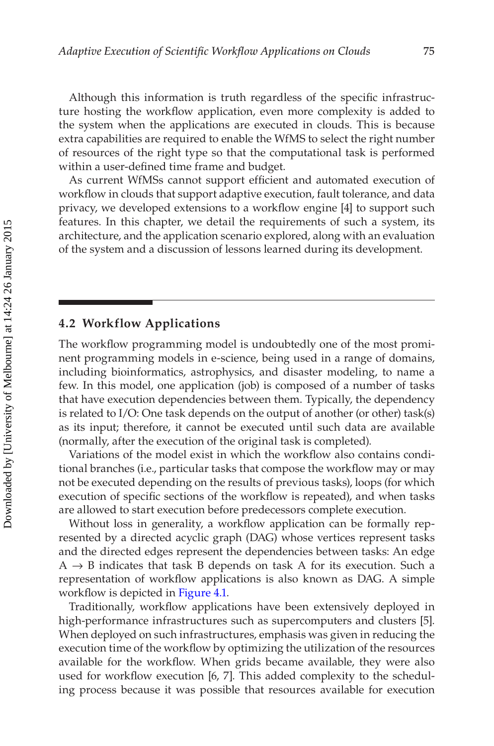Although this information is truth regardless of the specific infrastructure hosting the workflow application, even more complexity is added to the system when the applications are executed in clouds. This is because extra capabilities are required to enable the WfMS to select the right number of resources of the right type so that the computational task is performed within a user-defined time frame and budget.

As current WfMSs cannot support efficient and automated execution of workflow in clouds that support adaptive execution, fault tolerance, and data privacy, we developed extensions to a workflow engine [4] to support such features. In this chapter, we detail the requirements of such a system, its architecture, and the application scenario explored, along with an evaluation of the system and a discussion of lessons learned during its development.

## 4.2 Workflow Applications

The workflow programming model is undoubtedly one of the most prominent programming models in e-science, being used in a range of domains, including bioinformatics, astrophysics, and disaster modeling, to name a few. In this model, one application (job) is composed of a number of tasks that have execution dependencies between them. Typically, the dependency is related to I/O: One task depends on the output of another (or other) task(s) as its input; therefore, it cannot be executed until such data are available (normally, after the execution of the original task is completed).

Variations of the model exist in which the workflow also contains conditional branches (i.e., particular tasks that compose the workflow may or may not be executed depending on the results of previous tasks), loops (for which execution of specific sections of the workflow is repeated), and when tasks are allowed to start execution before predecessors complete execution.

Without loss in generality, a workflow application can be formally represented by a directed acyclic graph (DAG) whose vertices represent tasks and the directed edges represent the dependencies between tasks: An edge A → B indicates that task B depends on task A for its execution. Such a representation of workflow applications is also known as DAG. A simple workflow is depicted in Figure 4.1.

Traditionally, workflow applications have been extensively deployed in high-performance infrastructures such as supercomputers and clusters [5]. When deployed on such infrastructures, emphasis was given in reducing the execution time of the workflow by optimizing the utilization of the resources available for the workflow. When grids became available, they were also used for workflow execution [6, 7]. This added complexity to the scheduling process because it was possible that resources available for execution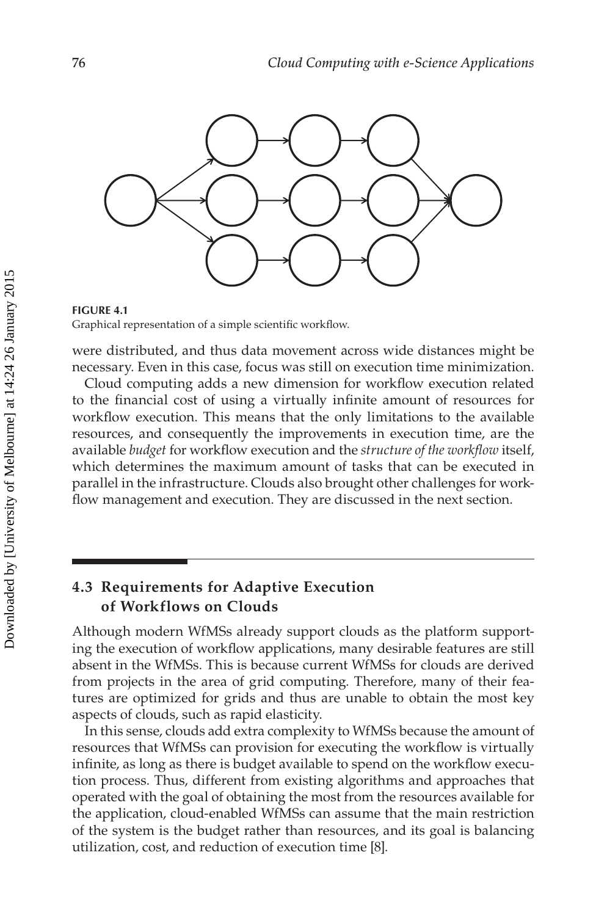**FIGURE 4.1**
Graphical representation of a simple scientific workflow.

were distributed, and thus data movement across wide distances might be necessary. Even in this case, focus was still on execution time minimization.

Cloud computing adds a new dimension for workflow execution related to the financial cost of using a virtually infinite amount of resources for workflow execution. This means that the only limitations to the available resources, and consequently the improvements in execution time, are the available *budget* for workflow execution and the *structure of the workflow* itself, which determines the maximum amount of tasks that can be executed in parallel in the infrastructure. Clouds also brought other challenges for workflow management and execution. They are discussed in the next section.

## 4.3 Requirements for Adaptive Execution of Workflows on Clouds

Although modern WfMSs already support clouds as the platform supporting the execution of workflow applications, many desirable features are still absent in the WfMSs. This is because current WfMSs for clouds are derived from projects in the area of grid computing. Therefore, many of their features are optimized for grids and thus are unable to obtain the most key aspects of clouds, such as rapid elasticity.

In this sense, clouds add extra complexity to WfMSs because the amount of resources that WfMSs can provision for executing the workflow is virtually infinite, as long as there is budget available to spend on the workflow execution process. Thus, different from existing algorithms and approaches that operated with the goal of obtaining the most from the resources available for the application, cloud-enabled WfMSs can assume that the main restriction of the system is the budget rather than resources, and its goal is balancing utilization, cost, and reduction of execution time [8].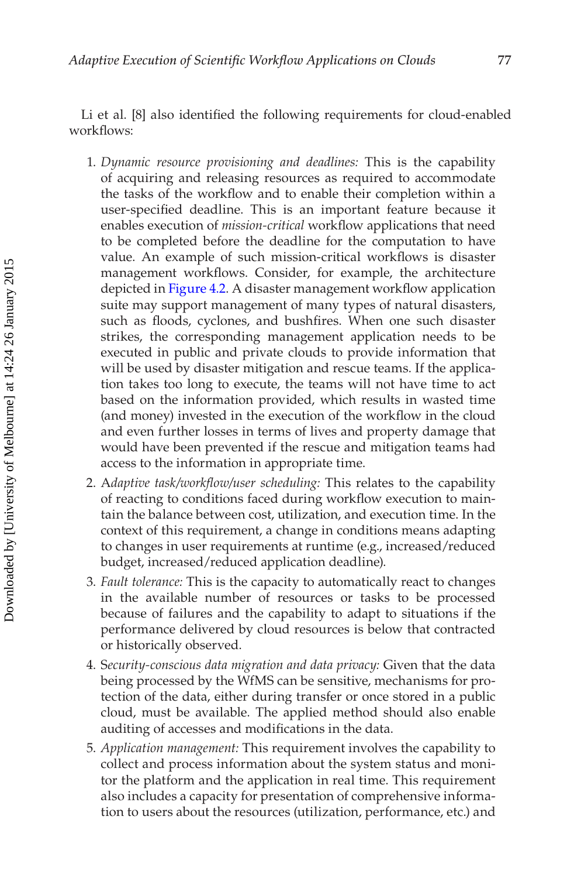Li et al. [8] also identified the following requirements for cloud-enabled workflows:

1. *Dynamic resource provisioning and deadlines:* This is the capability of acquiring and releasing resources as required to accommodate the tasks of the workflow and to enable their completion within a user-specified deadline. This is an important feature because it enables execution of *mission-critical* workflow applications that need to be completed before the deadline for the computation to have value. An example of such mission-critical workflows is disaster management workflows. Consider, for example, the architecture depicted in Figure 4.2. A disaster management workflow application suite may support management of many types of natural disasters, such as floods, cyclones, and bushfires. When one such disaster strikes, the corresponding management application needs to be executed in public and private clouds to provide information that will be used by disaster mitigation and rescue teams. If the application takes too long to execute, the teams will not have time to act based on the information provided, which results in wasted time (and money) invested in the execution of the workflow in the cloud and even further losses in terms of lives and property damage that would have been prevented if the rescue and mitigation teams had access to the information in appropriate time.
2. A*daptive task/workflow/user scheduling:* This relates to the capability of reacting to conditions faced during workflow execution to maintain the balance between cost, utilization, and execution time. In the context of this requirement, a change in conditions means adapting to changes in user requirements at runtime (e.g., increased/reduced budget, increased/reduced application deadline).
3. *Fault tolerance:* This is the capacity to automatically react to changes in the available number of resources or tasks to be processed because of failures and the capability to adapt to situations if the performance delivered by cloud resources is below that contracted or historically observed.
4. S*ecurity-conscious data migration and data privacy:* Given that the data being processed by the WfMS can be sensitive, mechanisms for protection of the data, either during transfer or once stored in a public cloud, must be available. The applied method should also enable auditing of accesses and modifications in the data.
5. *Application management:* This requirement involves the capability to collect and process information about the system status and monitor the platform and the application in real time. This requirement also includes a capacity for presentation of comprehensive information to users about the resources (utilization, performance, etc.) and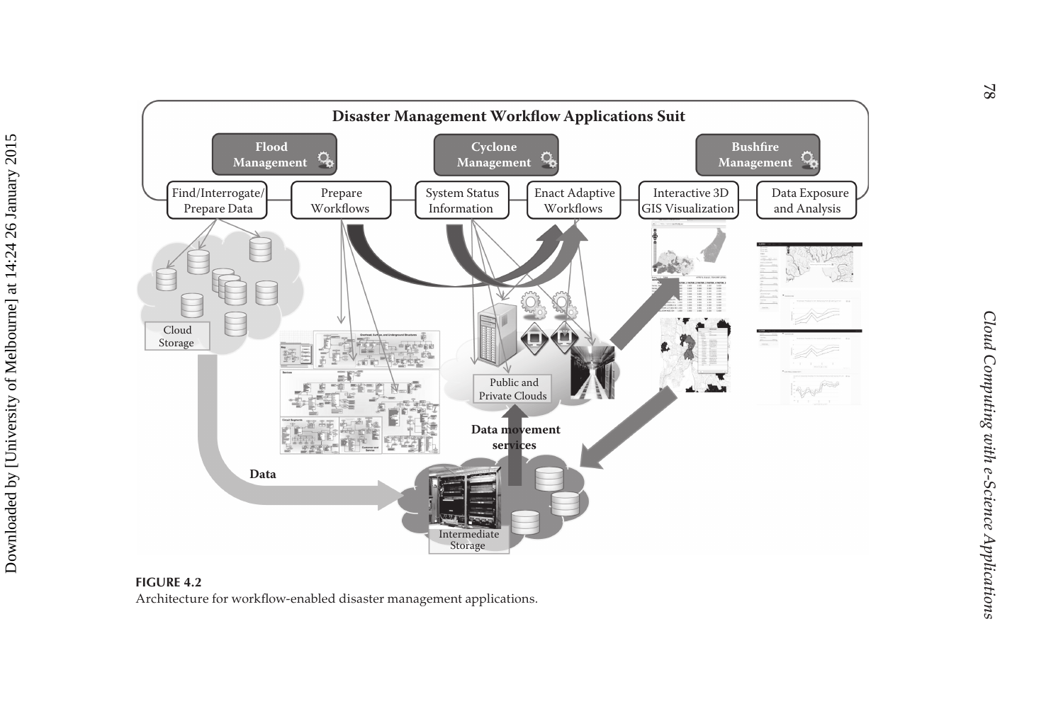**FIGURE 4.2**
Architecture for workflow-enabled disaster management applications.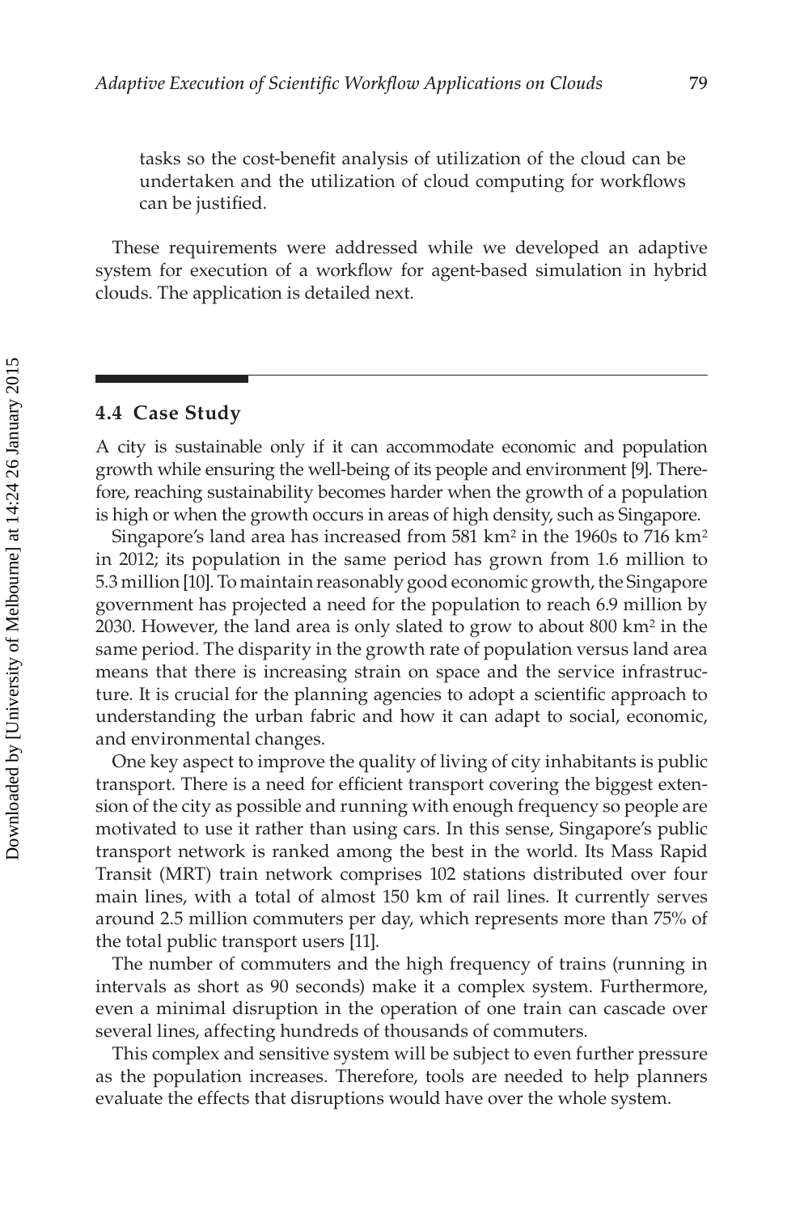tasks so the cost-benefit analysis of utilization of the cloud can be undertaken and the utilization of cloud computing for workflows can be justified.

These requirements were addressed while we developed an adaptive system for execution of a workflow for agent-based simulation in hybrid clouds. The application is detailed next.

## 4.4 Case Study

A city is sustainable only if it can accommodate economic and population growth while ensuring the well-being of its people and environment [9]. Therefore, reaching sustainability becomes harder when the growth of a population is high or when the growth occurs in areas of high density, such as Singapore.

Singapore's land area has increased from 581 $km^2$ in the 1960s to 716 $km^2$ in 2012; its population in the same period has grown from 1.6 million to 5.3 million [10]. To maintain reasonably good economic growth, the Singapore government has projected a need for the population to reach 6.9 million by 2030. However, the land area is only slated to grow to about 800 $km^2$ in the same period. The disparity in the growth rate of population versus land area means that there is increasing strain on space and the service infrastructure. It is crucial for the planning agencies to adopt a scientific approach to understanding the urban fabric and how it can adapt to social, economic, and environmental changes.

One key aspect to improve the quality of living of city inhabitants is public transport. There is a need for efficient transport covering the biggest extension of the city as possible and running with enough frequency so people are motivated to use it rather than using cars. In this sense, Singapore's public transport network is ranked among the best in the world. Its Mass Rapid Transit (MRT) train network comprises 102 stations distributed over four main lines, with a total of almost 150 km of rail lines. It currently serves around 2.5 million commuters per day, which represents more than 75% of the total public transport users [11].

The number of commuters and the high frequency of trains (running in intervals as short as 90 seconds) make it a complex system. Furthermore, even a minimal disruption in the operation of one train can cascade over several lines, affecting hundreds of thousands of commuters.

This complex and sensitive system will be subject to even further pressure as the population increases. Therefore, tools are needed to help planners evaluate the effects that disruptions would have over the whole system.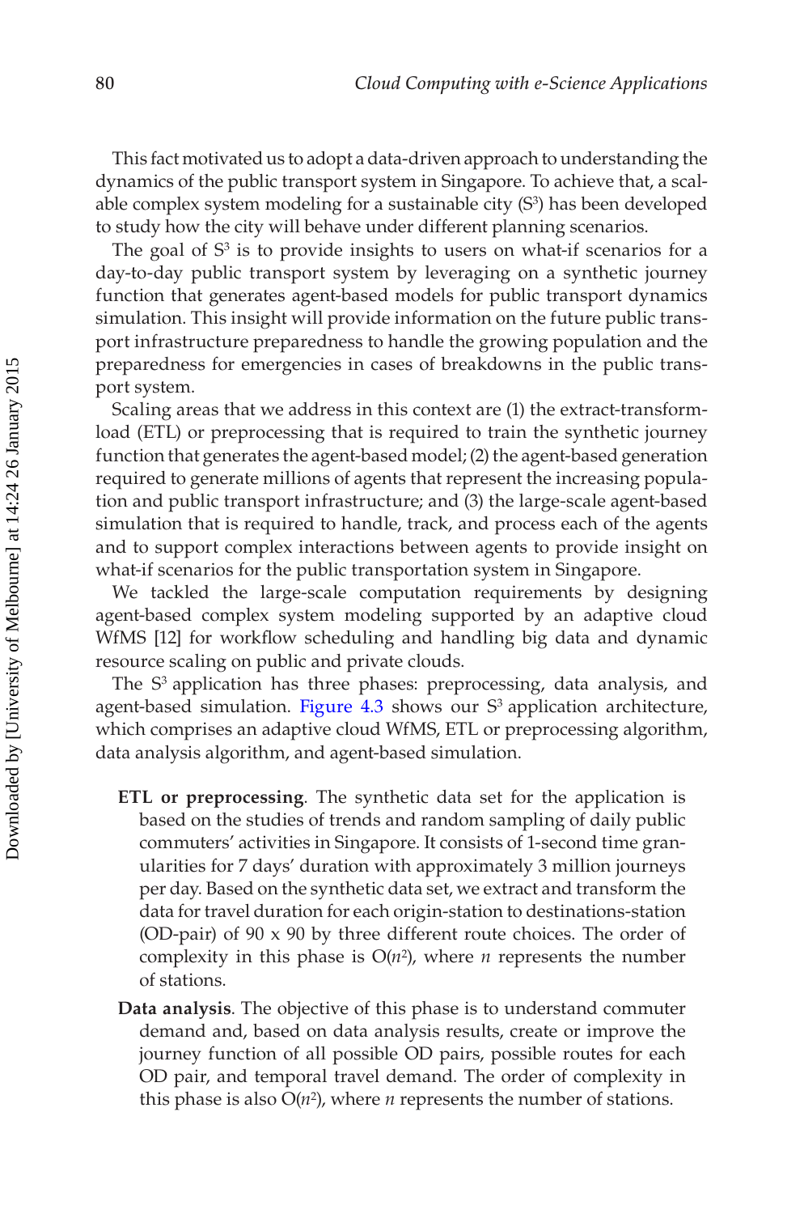This fact motivated us to adopt a data-driven approach to understanding the dynamics of the public transport system in Singapore. To achieve that, a scalable complex system modeling for a sustainable city ($S^3$) has been developed to study how the city will behave under different planning scenarios.

The goal of $S^3$ is to provide insights to users on what-if scenarios for a day-to-day public transport system by leveraging on a synthetic journey function that generates agent-based models for public transport dynamics simulation. This insight will provide information on the future public transport infrastructure preparedness to handle the growing population and the preparedness for emergencies in cases of breakdowns in the public transport system.

Scaling areas that we address in this context are (1) the extract-transform-load (ETL) or preprocessing that is required to train the synthetic journey function that generates the agent-based model; (2) the agent-based generation required to generate millions of agents that represent the increasing population and public transport infrastructure; and (3) the large-scale agent-based simulation that is required to handle, track, and process each of the agents and to support complex interactions between agents to provide insight on what-if scenarios for the public transportation system in Singapore.

We tackled the large-scale computation requirements by designing agent-based complex system modeling supported by an adaptive cloud WfMS [12] for workflow scheduling and handling big data and dynamic resource scaling on public and private clouds.

The $S^3$ application has three phases: preprocessing, data analysis, and agent-based simulation. Figure 4.3 shows our $S^3$ application architecture, which comprises an adaptive cloud WfMS, ETL or preprocessing algorithm, data analysis algorithm, and agent-based simulation.

**ETL or preprocessing**. The synthetic data set for the application is based on the studies of trends and random sampling of daily public commuters' activities in Singapore. It consists of 1-second time granularities for 7 days' duration with approximately 3 million journeys per day. Based on the synthetic data set, we extract and transform the data for travel duration for each origin-station to destinations-station (OD-pair) of 90 x 90 by three different route choices. The order of complexity in this phase is $O(n^2)$, where $n$ represents the number of stations.

**Data analysis**. The objective of this phase is to understand commuter demand and, based on data analysis results, create or improve the journey function of all possible OD pairs, possible routes for each OD pair, and temporal travel demand. The order of complexity in this phase is also $O(n^2)$, where $n$ represents the number of stations.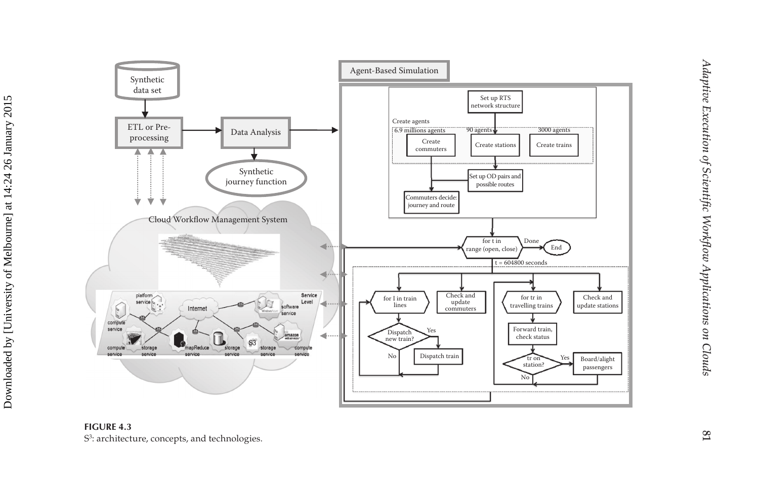**FIGURE 4.3**
$S^3$: architecture, concepts, and technologies.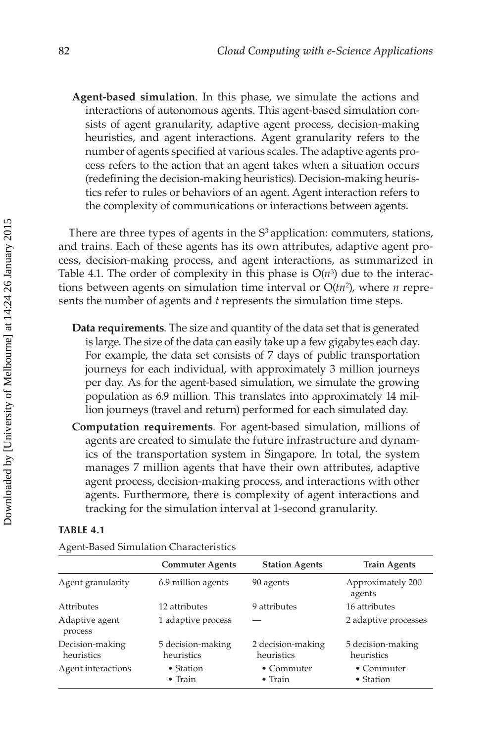**Agent-based simulation**. In this phase, we simulate the actions and interactions of autonomous agents. This agent-based simulation consists of agent granularity, adaptive agent process, decision-making heuristics, and agent interactions. Agent granularity refers to the number of agents specified at various scales. The adaptive agents process refers to the action that an agent takes when a situation occurs (redefining the decision-making heuristics). Decision-making heuristics refer to rules or behaviors of an agent. Agent interaction refers to the complexity of communications or interactions between agents.

There are three types of agents in the $S^3$ application: commuters, stations, and trains. Each of these agents has its own attributes, adaptive agent process, decision-making process, and agent interactions, as summarized in Table 4.1. The order of complexity in this phase is $O(n^3)$ due to the interactions between agents on simulation time interval or $O(tn^2)$, where $n$ represents the number of agents and $t$ represents the simulation time steps.

**Data requirements**. The size and quantity of the data set that is generated is large. The size of the data can easily take up a few gigabytes each day. For example, the data set consists of 7 days of public transportation journeys for each individual, with approximately 3 million journeys per day. As for the agent-based simulation, we simulate the growing population as 6.9 million. This translates into approximately 14 million journeys (travel and return) performed for each simulated day.

**Computation requirements**. For agent-based simulation, millions of agents are created to simulate the future infrastructure and dynamics of the transportation system in Singapore. In total, the system manages 7 million agents that have their own attributes, adaptive agent process, decision-making process, and interactions with other agents. Furthermore, there is complexity of agent interactions and tracking for the simulation interval at 1-second granularity.

**TABLE 4.1**

Agent-Based Simulation Characteristics

| | Commuter Agents | Station Agents | Train Agents |
|---|---|---|---|
| Agent granularity | 6.9 million agents | 90 agents | Approximately 200 agents |
| Attributes | 12 attributes | 9 attributes | 16 attributes |
| Adaptive agent process | 1 adaptive process | — | 2 adaptive processes |
| Decision-making heuristics | 5 decision-making heuristics | 2 decision-making heuristics | 5 decision-making heuristics |
| Agent interactions | • Station<br>• Train | • Commuter<br>• Train | • Commuter<br>• Station |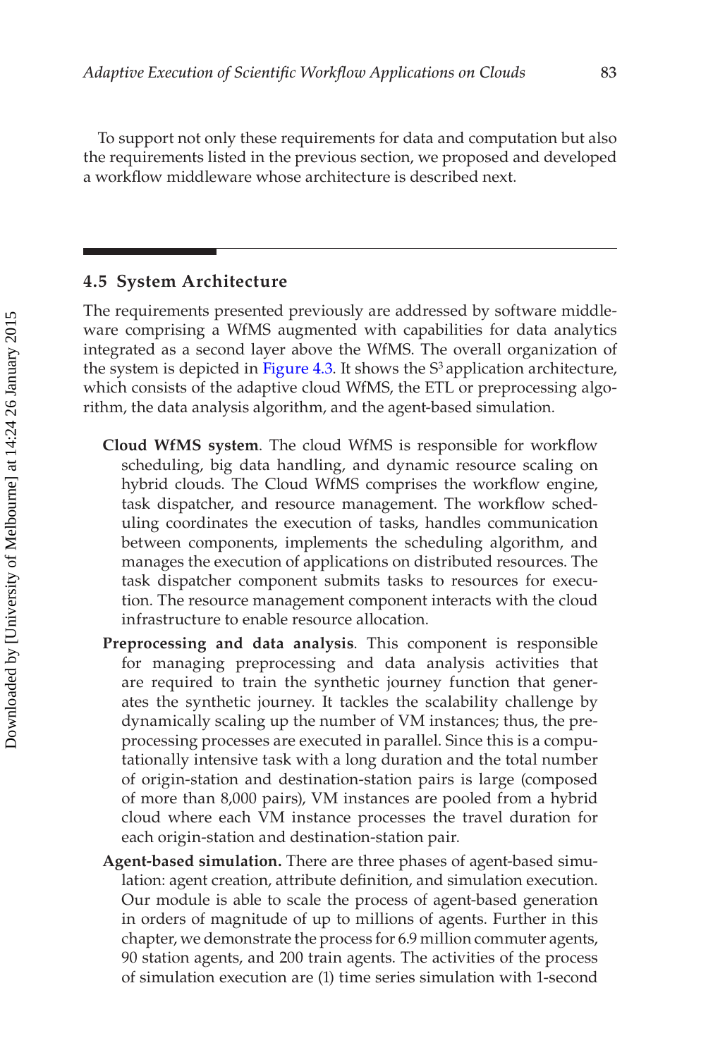To support not only these requirements for data and computation but also the requirements listed in the previous section, we proposed and developed a workflow middleware whose architecture is described next.

## 4.5 System Architecture

The requirements presented previously are addressed by software middleware comprising a WfMS augmented with capabilities for data analytics integrated as a second layer above the WfMS. The overall organization of the system is depicted in Figure 4.3. It shows the $S^3$ application architecture, which consists of the adaptive cloud WfMS, the ETL or preprocessing algorithm, the data analysis algorithm, and the agent-based simulation.

- **Cloud WfMS system**. The cloud WfMS is responsible for workflow scheduling, big data handling, and dynamic resource scaling on hybrid clouds. The Cloud WfMS comprises the workflow engine, task dispatcher, and resource management. The workflow scheduling coordinates the execution of tasks, handles communication between components, implements the scheduling algorithm, and manages the execution of applications on distributed resources. The task dispatcher component submits tasks to resources for execution. The resource management component interacts with the cloud infrastructure to enable resource allocation.
- **Preprocessing and data analysis**. This component is responsible for managing preprocessing and data analysis activities that are required to train the synthetic journey function that generates the synthetic journey. It tackles the scalability challenge by dynamically scaling up the number of VM instances; thus, the preprocessing processes are executed in parallel. Since this is a computationally intensive task with a long duration and the total number of origin-station and destination-station pairs is large (composed of more than 8,000 pairs), VM instances are pooled from a hybrid cloud where each VM instance processes the travel duration for each origin-station and destination-station pair.
- **Agent-based simulation.** There are three phases of agent-based simulation: agent creation, attribute definition, and simulation execution. Our module is able to scale the process of agent-based generation in orders of magnitude of up to millions of agents. Further in this chapter, we demonstrate the process for 6.9 million commuter agents, 90 station agents, and 200 train agents. The activities of the process of simulation execution are (1) time series simulation with 1-second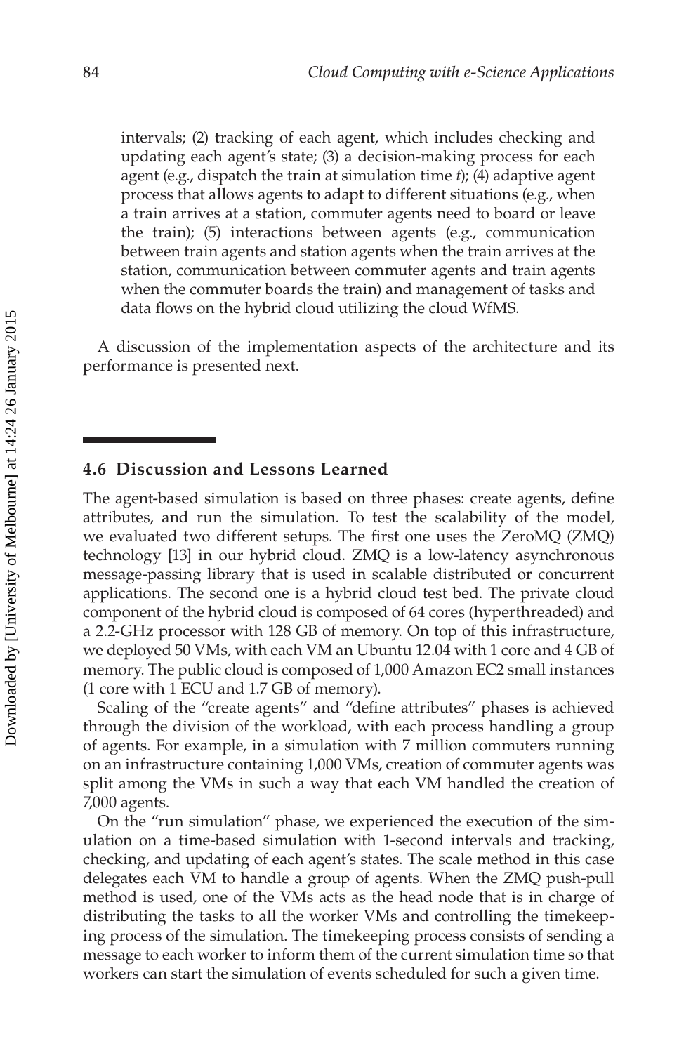intervals; (2) tracking of each agent, which includes checking and updating each agent's state; (3) a decision-making process for each agent (e.g., dispatch the train at simulation time *t*); (4) adaptive agent process that allows agents to adapt to different situations (e.g., when a train arrives at a station, commuter agents need to board or leave the train); (5) interactions between agents (e.g., communication between train agents and station agents when the train arrives at the station, communication between commuter agents and train agents when the commuter boards the train) and management of tasks and data flows on the hybrid cloud utilizing the cloud WfMS.

A discussion of the implementation aspects of the architecture and its performance is presented next.

## 4.6 Discussion and Lessons Learned

The agent-based simulation is based on three phases: create agents, define attributes, and run the simulation. To test the scalability of the model, we evaluated two different setups. The first one uses the ZeroMQ (ZMQ) technology [13] in our hybrid cloud. ZMQ is a low-latency asynchronous message-passing library that is used in scalable distributed or concurrent applications. The second one is a hybrid cloud test bed. The private cloud component of the hybrid cloud is composed of 64 cores (hyperthreaded) and a 2.2-GHz processor with 128 GB of memory. On top of this infrastructure, we deployed 50 VMs, with each VM an Ubuntu 12.04 with 1 core and 4 GB of memory. The public cloud is composed of 1,000 Amazon EC2 small instances (1 core with 1 ECU and 1.7 GB of memory).

Scaling of the "create agents" and "define attributes" phases is achieved through the division of the workload, with each process handling a group of agents. For example, in a simulation with 7 million commuters running on an infrastructure containing 1,000 VMs, creation of commuter agents was split among the VMs in such a way that each VM handled the creation of 7,000 agents.

On the "run simulation" phase, we experienced the execution of the simulation on a time-based simulation with 1-second intervals and tracking, checking, and updating of each agent's states. The scale method in this case delegates each VM to handle a group of agents. When the ZMQ push-pull method is used, one of the VMs acts as the head node that is in charge of distributing the tasks to all the worker VMs and controlling the timekeeping process of the simulation. The timekeeping process consists of sending a message to each worker to inform them of the current simulation time so that workers can start the simulation of events scheduled for such a given time.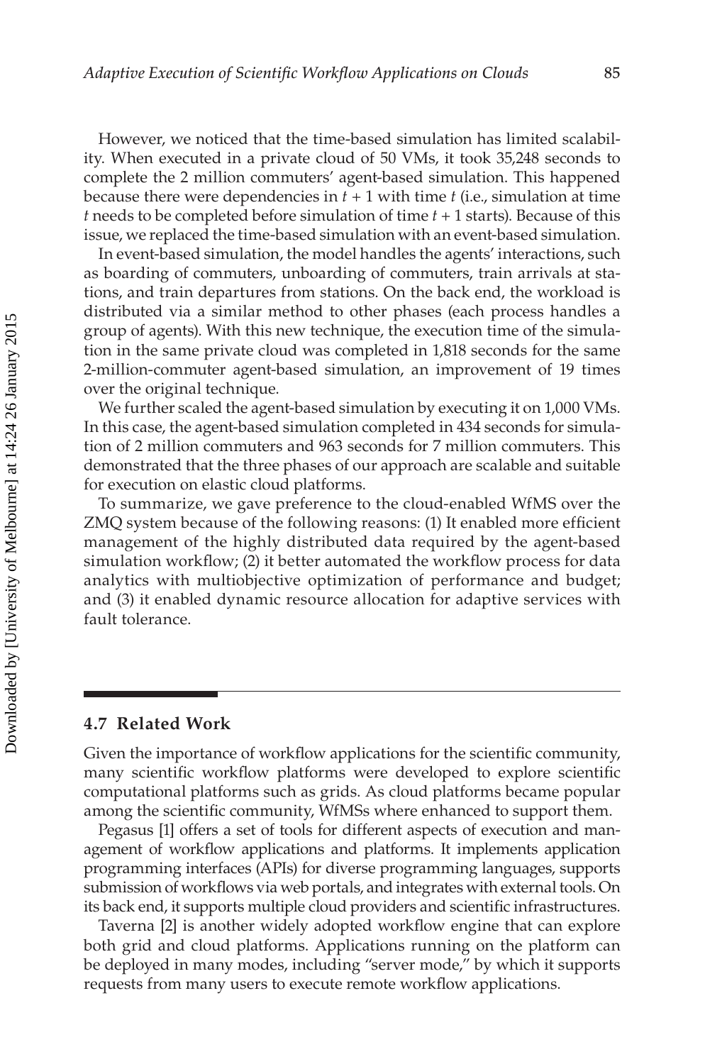However, we noticed that the time-based simulation has limited scalability. When executed in a private cloud of 50 VMs, it took 35,248 seconds to complete the 2 million commuters' agent-based simulation. This happened because there were dependencies in $t + 1$ with time $t$ (i.e., simulation at time $t$ needs to be completed before simulation of time $t + 1$ starts). Because of this issue, we replaced the time-based simulation with an event-based simulation.

In event-based simulation, the model handles the agents' interactions, such as boarding of commuters, unboarding of commuters, train arrivals at stations, and train departures from stations. On the back end, the workload is distributed via a similar method to other phases (each process handles a group of agents). With this new technique, the execution time of the simulation in the same private cloud was completed in 1,818 seconds for the same 2-million-commuter agent-based simulation, an improvement of 19 times over the original technique.

We further scaled the agent-based simulation by executing it on 1,000 VMs. In this case, the agent-based simulation completed in 434 seconds for simulation of 2 million commuters and 963 seconds for 7 million commuters. This demonstrated that the three phases of our approach are scalable and suitable for execution on elastic cloud platforms.

To summarize, we gave preference to the cloud-enabled WfMS over the ZMQ system because of the following reasons: (1) It enabled more efficient management of the highly distributed data required by the agent-based simulation workflow; (2) it better automated the workflow process for data analytics with multiobjective optimization of performance and budget; and (3) it enabled dynamic resource allocation for adaptive services with fault tolerance.

## 4.7 Related Work

Given the importance of workflow applications for the scientific community, many scientific workflow platforms were developed to explore scientific computational platforms such as grids. As cloud platforms became popular among the scientific community, WfMSs where enhanced to support them.

Pegasus [1] offers a set of tools for different aspects of execution and management of workflow applications and platforms. It implements application programming interfaces (APIs) for diverse programming languages, supports submission of workflows via web portals, and integrates with external tools. On its back end, it supports multiple cloud providers and scientific infrastructures.

Taverna [2] is another widely adopted workflow engine that can explore both grid and cloud platforms. Applications running on the platform can be deployed in many modes, including "server mode," by which it supports requests from many users to execute remote workflow applications.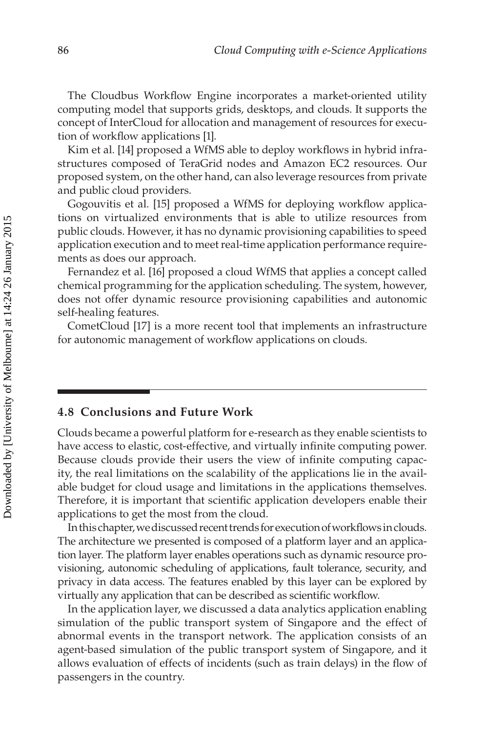The Cloudbus Workflow Engine incorporates a market-oriented utility computing model that supports grids, desktops, and clouds. It supports the concept of InterCloud for allocation and management of resources for execution of workflow applications [1].

Kim et al. [14] proposed a WfMS able to deploy workflows in hybrid infrastructures composed of TeraGrid nodes and Amazon EC2 resources. Our proposed system, on the other hand, can also leverage resources from private and public cloud providers.

Gogouvitis et al. [15] proposed a WfMS for deploying workflow applications on virtualized environments that is able to utilize resources from public clouds. However, it has no dynamic provisioning capabilities to speed application execution and to meet real-time application performance requirements as does our approach.

Fernandez et al. [16] proposed a cloud WfMS that applies a concept called chemical programming for the application scheduling. The system, however, does not offer dynamic resource provisioning capabilities and autonomic self-healing features.

CometCloud [17] is a more recent tool that implements an infrastructure for autonomic management of workflow applications on clouds.

## 4.8 Conclusions and Future Work

Clouds became a powerful platform for e-research as they enable scientists to have access to elastic, cost-effective, and virtually infinite computing power. Because clouds provide their users the view of infinite computing capacity, the real limitations on the scalability of the applications lie in the available budget for cloud usage and limitations in the applications themselves. Therefore, it is important that scientific application developers enable their applications to get the most from the cloud.

In this chapter, we discussed recent trends for execution of workflows in clouds. The architecture we presented is composed of a platform layer and an application layer. The platform layer enables operations such as dynamic resource provisioning, autonomic scheduling of applications, fault tolerance, security, and privacy in data access. The features enabled by this layer can be explored by virtually any application that can be described as scientific workflow.

In the application layer, we discussed a data analytics application enabling simulation of the public transport system of Singapore and the effect of abnormal events in the transport network. The application consists of an agent-based simulation of the public transport system of Singapore, and it allows evaluation of effects of incidents (such as train delays) in the flow of passengers in the country.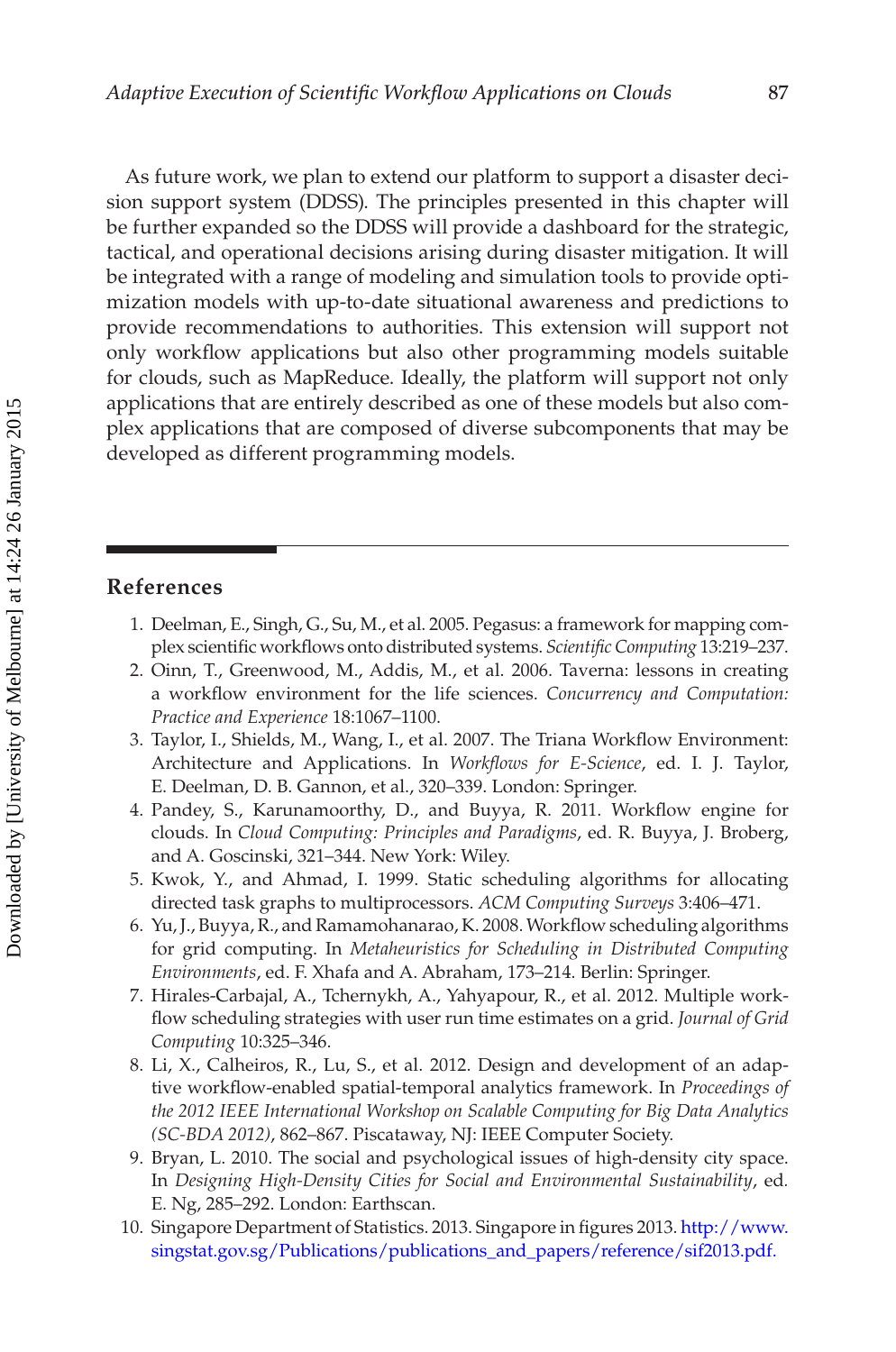As future work, we plan to extend our platform to support a disaster decision support system (DDSS). The principles presented in this chapter will be further expanded so the DDSS will provide a dashboard for the strategic, tactical, and operational decisions arising during disaster mitigation. It will be integrated with a range of modeling and simulation tools to provide optimization models with up-to-date situational awareness and predictions to provide recommendations to authorities. This extension will support not only workflow applications but also other programming models suitable for clouds, such as MapReduce. Ideally, the platform will support not only applications that are entirely described as one of these models but also complex applications that are composed of diverse subcomponents that may be developed as different programming models.

## References

1. Deelman, E., Singh, G., Su, M., et al. 2005. Pegasus: a framework for mapping complex scientific workflows onto distributed systems. *Scientific Computing* 13:219–237.
2. Oinn, T., Greenwood, M., Addis, M., et al. 2006. Taverna: lessons in creating a workflow environment for the life sciences. *Concurrency and Computation: Practice and Experience* 18:1067–1100.
3. Taylor, I., Shields, M., Wang, I., et al. 2007. The Triana Workflow Environment: Architecture and Applications. In *Workflows for E-Science*, ed. I. J. Taylor, E. Deelman, D. B. Gannon, et al., 320–339. London: Springer.
4. Pandey, S., Karunamoorthy, D., and Buyya, R. 2011. Workflow engine for clouds. In *Cloud Computing: Principles and Paradigms*, ed. R. Buyya, J. Broberg, and A. Goscinski, 321–344. New York: Wiley.
5. Kwok, Y., and Ahmad, I. 1999. Static scheduling algorithms for allocating directed task graphs to multiprocessors. *ACM Computing Surveys* 3:406–471.
6. Yu, J., Buyya, R., and Ramamohanarao, K. 2008. Workflow scheduling algorithms for grid computing. In *Metaheuristics for Scheduling in Distributed Computing Environments*, ed. F. Xhafa and A. Abraham, 173–214. Berlin: Springer.
7. Hirales-Carbajal, A., Tchernykh, A., Yahyapour, R., et al. 2012. Multiple workflow scheduling strategies with user run time estimates on a grid. *Journal of Grid Computing* 10:325–346.
8. Li, X., Calheiros, R., Lu, S., et al. 2012. Design and development of an adaptive workflow-enabled spatial-temporal analytics framework. In *Proceedings of the 2012 IEEE International Workshop on Scalable Computing for Big Data Analytics (SC-BDA 2012)*, 862–867. Piscataway, NJ: IEEE Computer Society.
9. Bryan, L. 2010. The social and psychological issues of high-density city space. In *Designing High-Density Cities for Social and Environmental Sustainability*, ed. E. Ng, 285–292. London: Earthscan.
10. Singapore Department of Statistics. 2013. Singapore in figures 2013. http://www.singstat.gov.sg/Publications/publications_and_papers/reference/sif2013.pdf.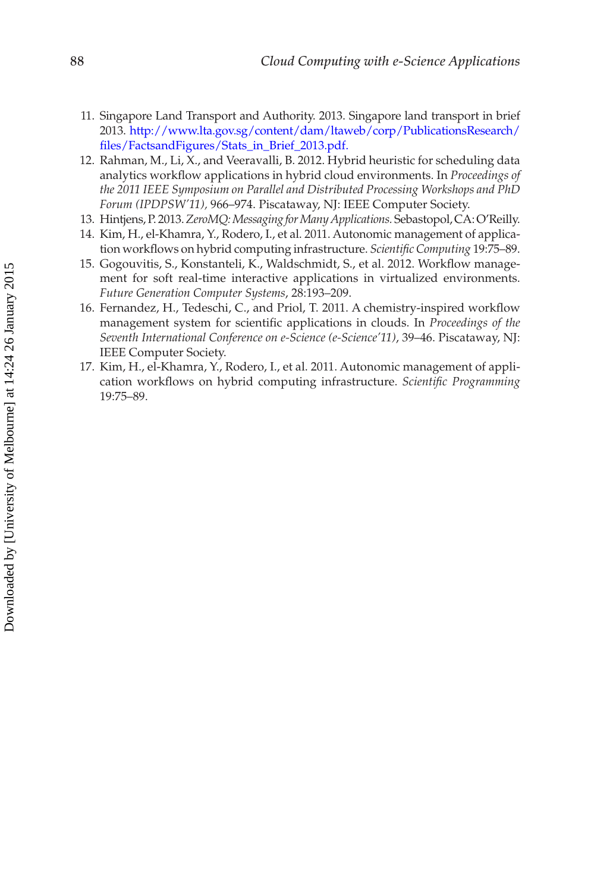11. Singapore Land Transport and Authority. 2013. Singapore land transport in brief 2013. http://www.lta.gov.sg/content/dam/ltaweb/corp/PublicationsResearch/files/FactsandFigures/Stats_in_Brief_2013.pdf.
12. Rahman, M., Li, X., and Veeravalli, B. 2012. Hybrid heuristic for scheduling data analytics workflow applications in hybrid cloud environments. In *Proceedings of the 2011 IEEE Symposium on Parallel and Distributed Processing Workshops and PhD Forum (IPDPSW'11)*, 966–974. Piscataway, NJ: IEEE Computer Society.
13. Hintjens, P. 2013. *ZeroMQ: Messaging for Many Applications*. Sebastopol, CA: O'Reilly.
14. Kim, H., el-Khamra, Y., Rodero, I., et al. 2011. Autonomic management of application workflows on hybrid computing infrastructure. *Scientific Computing* 19:75–89.
15. Gogouvitis, S., Konstanteli, K., Waldschmidt, S., et al. 2012. Workflow management for soft real-time interactive applications in virtualized environments. *Future Generation Computer Systems*, 28:193–209.
16. Fernandez, H., Tedeschi, C., and Priol, T. 2011. A chemistry-inspired workflow management system for scientific applications in clouds. In *Proceedings of the Seventh International Conference on e-Science (e-Science'11)*, 39–46. Piscataway, NJ: IEEE Computer Society.
17. Kim, H., el-Khamra, Y., Rodero, I., et al. 2011. Autonomic management of application workflows on hybrid computing infrastructure. *Scientific Programming* 19:75–89.